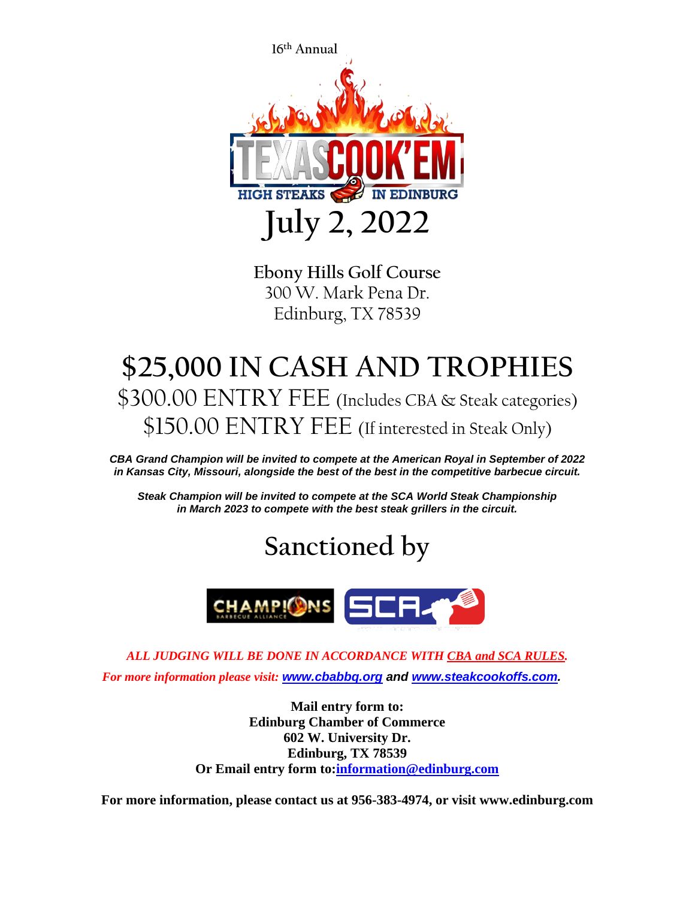16th Annual

# TEXAS COOK'EM

HIGH STEAKS IN EDINBURG

# July 2, 2022

**Ebony Hills Golf Course**
300 W. Mark Pena Dr.
Edinburg, TX 78539

# $25,000 IN CASH AND TROPHIES

## $300.00 ENTRY FEE (Includes CBA & Steak categories)

## $150.00 ENTRY FEE (If interested in Steak Only)

***CBA Grand Champion will be invited to compete at the American Royal in September of 2022 in Kansas City, Missouri, alongside the best of the best in the competitive barbecue circuit.***

***Steak Champion will be invited to compete at the SCA World Steak Championship in March 2023 to compete with the best steak grillers in the circuit.***

## Sanctioned by

CHAMPIONS BARBECUE ALLIANCE — SCA

*ALL JUDGING WILL BE DONE IN ACCORDANCE WITH CBA and SCA RULES.*

*For more information please visit:* ***www.cbabbq.org*** *and* ***www.steakcookoffs.com.***

**Mail entry form to:**
**Edinburg Chamber of Commerce**
**602 W. University Dr.**
**Edinburg, TX 78539**
**Or Email entry form to: information@edinburg.com**

**For more information, please contact us at 956-383-4974, or visit www.edinburg.com**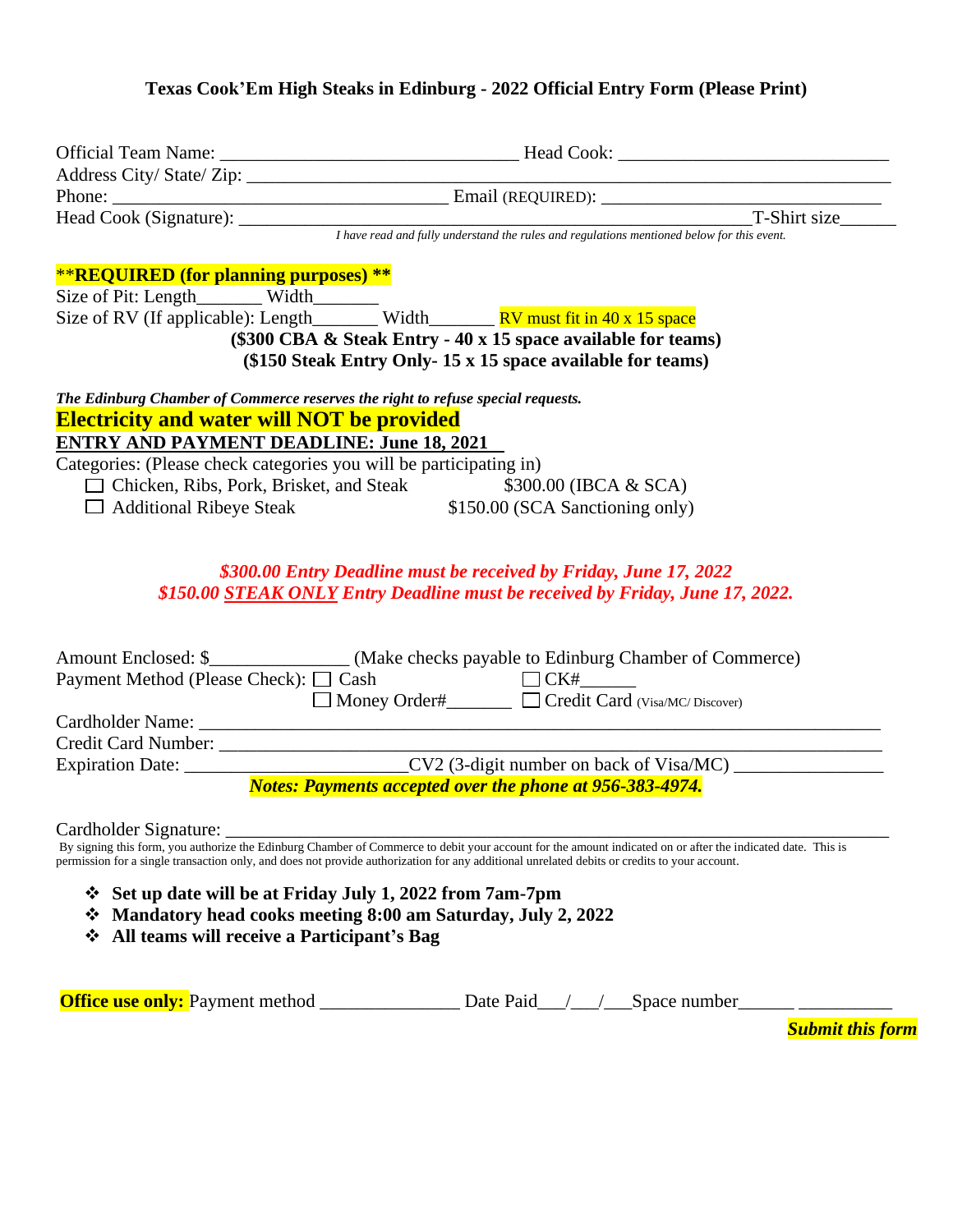**Texas Cook'Em High Steaks in Edinburg - 2022 Official Entry Form (Please Print)**

Official Team Name: _______________________________ Head Cook: ____________________________

Address City/ State/ Zip: ______________________________________________________________

Phone: ___________________________________ Email (REQUIRED): ______________________________

Head Cook (Signature): ______________________________________________________T-Shirt size______

*I have read and fully understand the rules and regulations mentioned below for this event.*

****REQUIRED (for planning purposes) ****

Size of Pit: Length_______ Width_______

Size of RV (If applicable): Length_______ Width_______ RV must fit in 40 x 15 space

**($300 CBA & Steak Entry - 40 x 15 space available for teams)**

**($150 Steak Entry Only- 15 x 15 space available for teams)**

***The Edinburg Chamber of Commerce reserves the right to refuse special requests.***

**Electricity and water will NOT be provided**

**ENTRY AND PAYMENT DEADLINE: June 18, 2021**

Categories: (Please check categories you will be participating in)

- ☐ Chicken, Ribs, Pork, Brisket, and Steak — $300.00 (IBCA & SCA)
- ☐ Additional Ribeye Steak — $150.00 (SCA Sanctioning only)

***$300.00 Entry Deadline must be received by Friday, June 17, 2022***

***$150.00 STEAK ONLY Entry Deadline must be received by Friday, June 17, 2022.***

Amount Enclosed: $______________ (Make checks payable to Edinburg Chamber of Commerce)

Payment Method (Please Check): ☐ Cash ☐ CK#______

☐ Money Order#_______ ☐ Credit Card (Visa/MC/ Discover)

Cardholder Name: ________________________________________________________________

Credit Card Number: ______________________________________________________________

Expiration Date: _______________________CV2 (3-digit number on back of Visa/MC) _______________

***Notes: Payments accepted over the phone at 956-383-4974.***

Cardholder Signature: _____________________________________________________________

By signing this form, you authorize the Edinburg Chamber of Commerce to debit your account for the amount indicated on or after the indicated date. This is permission for a single transaction only, and does not provide authorization for any additional unrelated debits or credits to your account.

- **Set up date will be at Friday July 1, 2022 from 7am-7pm**
- **Mandatory head cooks meeting 8:00 am Saturday, July 2, 2022**
- **All teams will receive a Participant's Bag**

**Office use only:** Payment method ______________ Date Paid___/___/___Space number______ __________

***Submit this form***